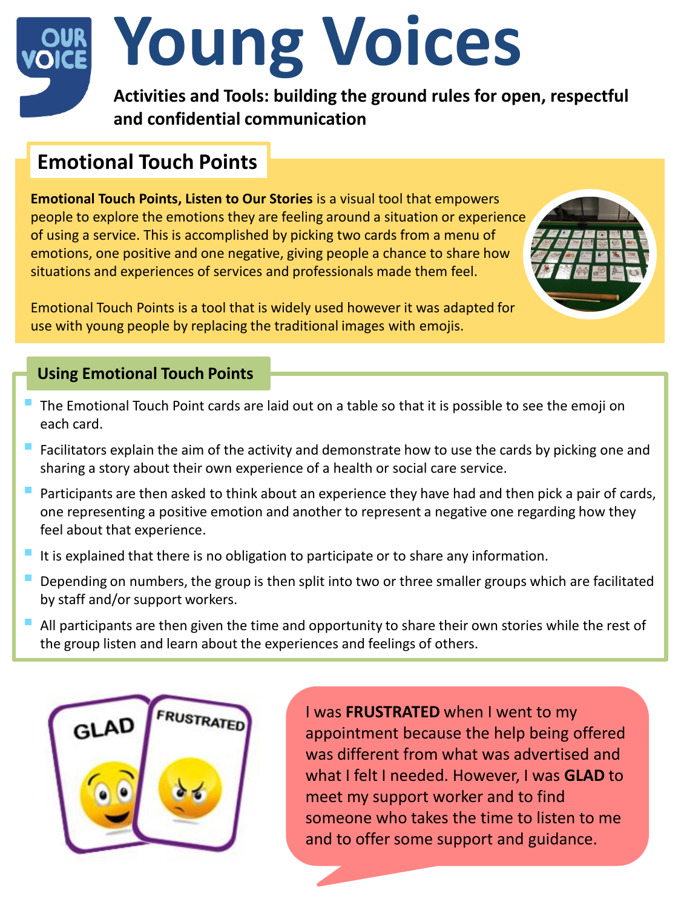# Young Voices

**Activities and Tools: building the ground rules for open, respectful and confidential communication**

## Emotional Touch Points

**Emotional Touch Points, Listen to Our Stories** is a visual tool that empowers people to explore the emotions they are feeling around a situation or experience of using a service. This is accomplished by picking two cards from a menu of emotions, one positive and one negative, giving people a chance to share how situations and experiences of services and professionals made them feel.

Emotional Touch Points is a tool that is widely used however it was adapted for use with young people by replacing the traditional images with emojis.

## Using Emotional Touch Points

- The Emotional Touch Point cards are laid out on a table so that it is possible to see the emoji on each card.
- Facilitators explain the aim of the activity and demonstrate how to use the cards by picking one and sharing a story about their own experience of a health or social care service.
- Participants are then asked to think about an experience they have had and then pick a pair of cards, one representing a positive emotion and another to represent a negative one regarding how they feel about that experience.
- It is explained that there is no obligation to participate or to share any information.
- Depending on numbers, the group is then split into two or three smaller groups which are facilitated by staff and/or support workers.
- All participants are then given the time and opportunity to share their own stories while the rest of the group listen and learn about the experiences and feelings of others.

GLAD FRUSTRATED

I was **FRUSTRATED** when I went to my appointment because the help being offered was different from what was advertised and what I felt I needed. However, I was **GLAD** to meet my support worker and to find someone who takes the time to listen to me and to offer some support and guidance.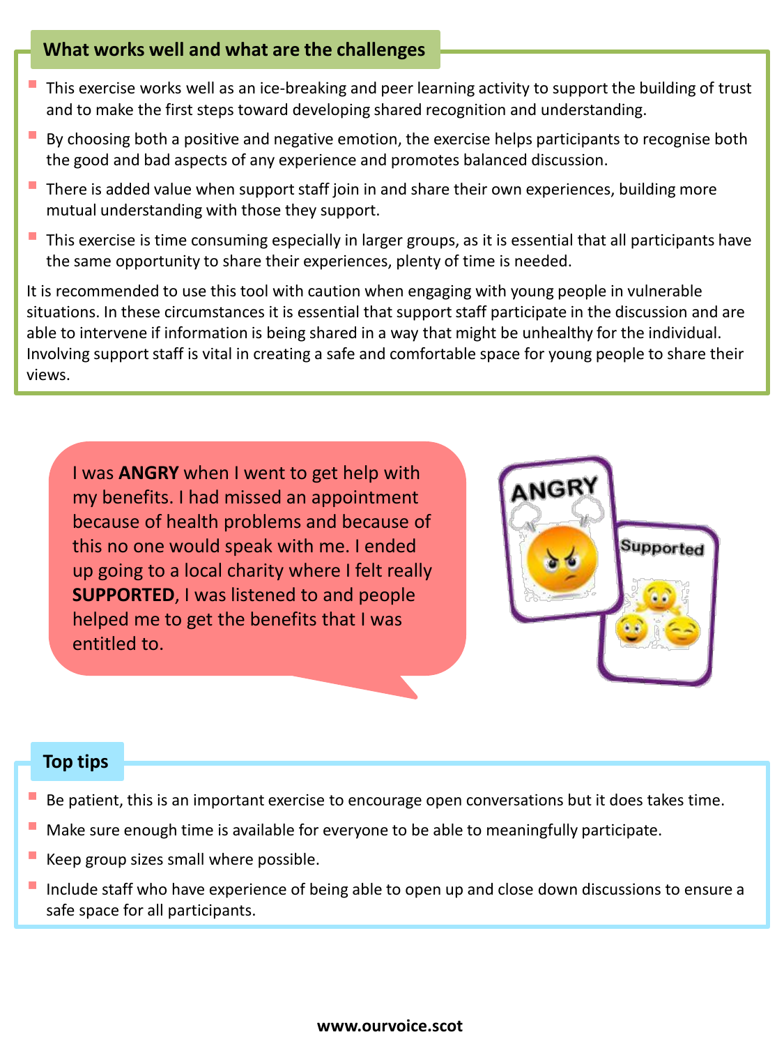## What works well and what are the challenges

- This exercise works well as an ice-breaking and peer learning activity to support the building of trust and to make the first steps toward developing shared recognition and understanding.
- By choosing both a positive and negative emotion, the exercise helps participants to recognise both the good and bad aspects of any experience and promotes balanced discussion.
- There is added value when support staff join in and share their own experiences, building more mutual understanding with those they support.
- This exercise is time consuming especially in larger groups, as it is essential that all participants have the same opportunity to share their experiences, plenty of time is needed.

It is recommended to use this tool with caution when engaging with young people in vulnerable situations. In these circumstances it is essential that support staff participate in the discussion and are able to intervene if information is being shared in a way that might be unhealthy for the individual. Involving support staff is vital in creating a safe and comfortable space for young people to share their views.

I was **ANGRY** when I went to get help with my benefits. I had missed an appointment because of health problems and because of this no one would speak with me. I ended up going to a local charity where I felt really **SUPPORTED**, I was listened to and people helped me to get the benefits that I was entitled to.

ANGRY

Supported

## Top tips

- Be patient, this is an important exercise to encourage open conversations but it does takes time.
- Make sure enough time is available for everyone to be able to meaningfully participate.
- Keep group sizes small where possible.
- Include staff who have experience of being able to open up and close down discussions to ensure a safe space for all participants.

**www.ourvoice.scot**